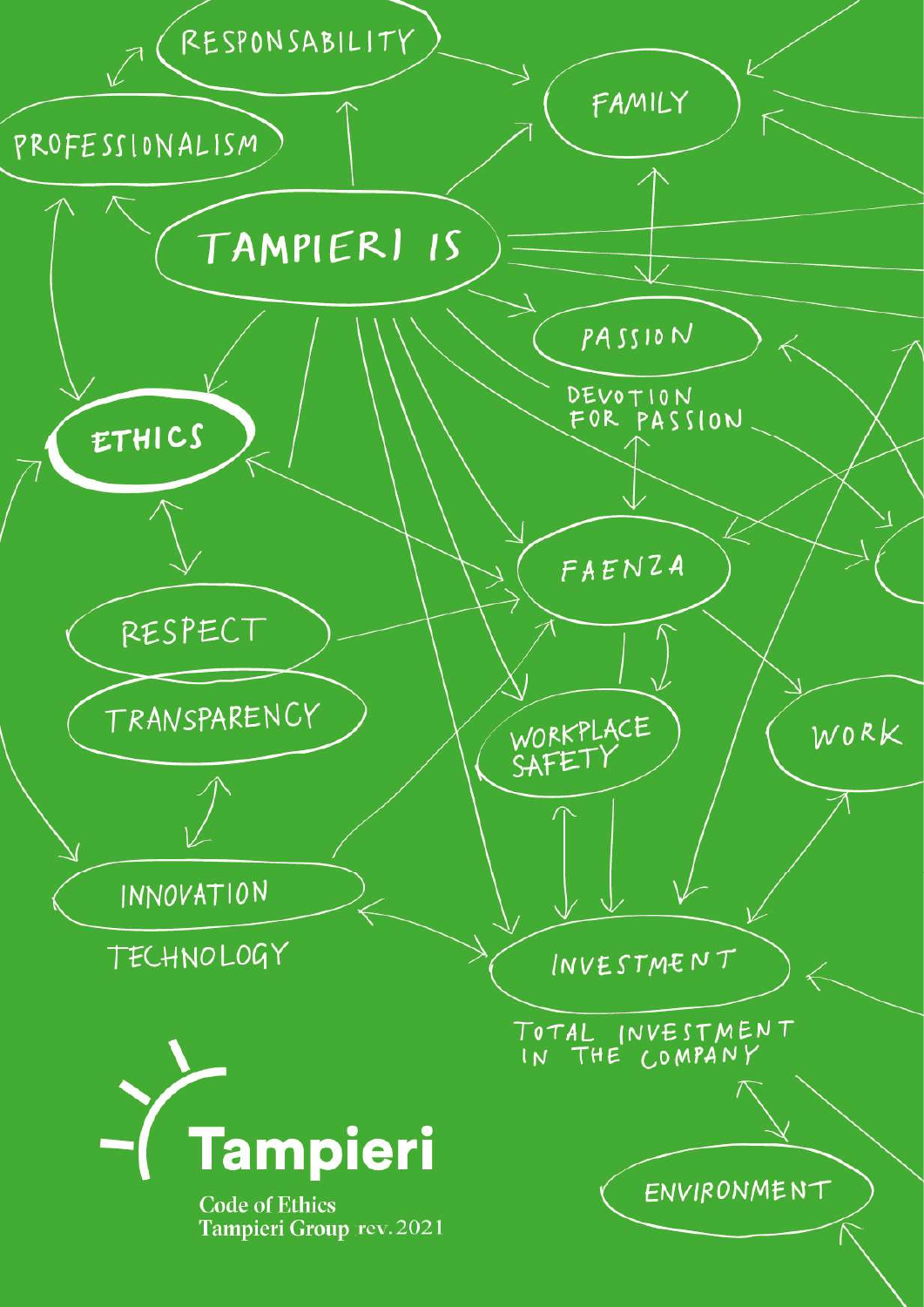# Code of Ethics

Tampieri Group rev. 2021

TAMPIERI IS

RESPONSABILITY

PROFESSIONALISM

FAMILY

PASSION

DEVOTION FOR PASSION

ETHICS

FAENZA

RESPECT

TRANSPARENCY

WORKPLACE SAFETY

WORK

INNOVATION

TECHNOLOGY

INVESTMENT

TOTAL INVESTMENT IN THE COMPANY

ENVIRONMENT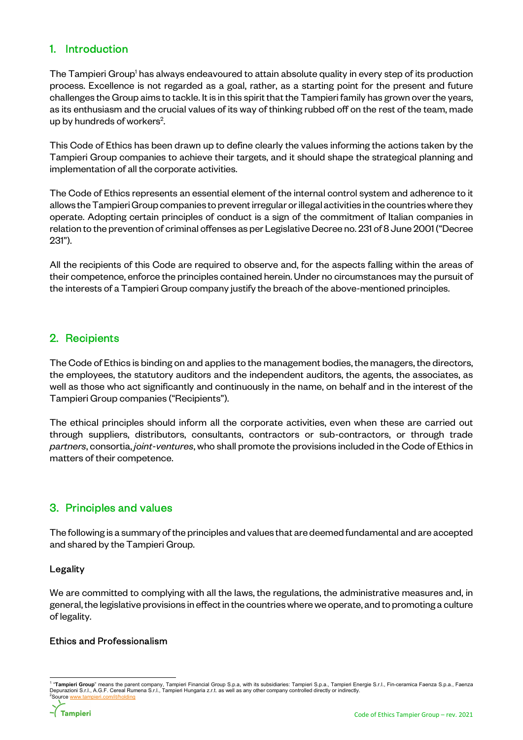## 1. Introduction

The Tampieri Group[1] has always endeavoured to attain absolute quality in every step of its production process. Excellence is not regarded as a goal, rather, as a starting point for the present and future challenges the Group aims to tackle. It is in this spirit that the Tampieri family has grown over the years, as its enthusiasm and the crucial values of its way of thinking rubbed off on the rest of the team, made up by hundreds of workers[2].

This Code of Ethics has been drawn up to define clearly the values informing the actions taken by the Tampieri Group companies to achieve their targets, and it should shape the strategical planning and implementation of all the corporate activities.

The Code of Ethics represents an essential element of the internal control system and adherence to it allows the Tampieri Group companies to prevent irregular or illegal activities in the countries where they operate. Adopting certain principles of conduct is a sign of the commitment of Italian companies in relation to the prevention of criminal offenses as per Legislative Decree no. 231 of 8 June 2001 ("Decree 231").

All the recipients of this Code are required to observe and, for the aspects falling within the areas of their competence, enforce the principles contained herein. Under no circumstances may the pursuit of the interests of a Tampieri Group company justify the breach of the above-mentioned principles.

## 2. Recipients

The Code of Ethics is binding on and applies to the management bodies, the managers, the directors, the employees, the statutory auditors and the independent auditors, the agents, the associates, as well as those who act significantly and continuously in the name, on behalf and in the interest of the Tampieri Group companies ("Recipients").

The ethical principles should inform all the corporate activities, even when these are carried out through suppliers, distributors, consultants, contractors or sub-contractors, or through trade *partners*, consortia, *joint-ventures*, who shall promote the provisions included in the Code of Ethics in matters of their competence.

## 3. Principles and values

The following is a summary of the principles and values that are deemed fundamental and are accepted and shared by the Tampieri Group.

### Legality

We are committed to complying with all the laws, the regulations, the administrative measures and, in general, the legislative provisions in effect in the countries where we operate, and to promoting a culture of legality.

### Ethics and Professionalism

[1] "**Tampieri Group**" means the parent company, Tampieri Financial Group S.p.a, with its subsidiaries: Tampieri S.p.a., Tampieri Energie S.r.l., Fin-ceramica Faenza S.p.a., Faenza Depurazioni S.r.l., A.G.F. Cereal Rumena S.r.l., Tampieri Hungaria z.r.t. as well as any other company controlled directly or indirectly.

[2] Source www.tampieri.com/it/holding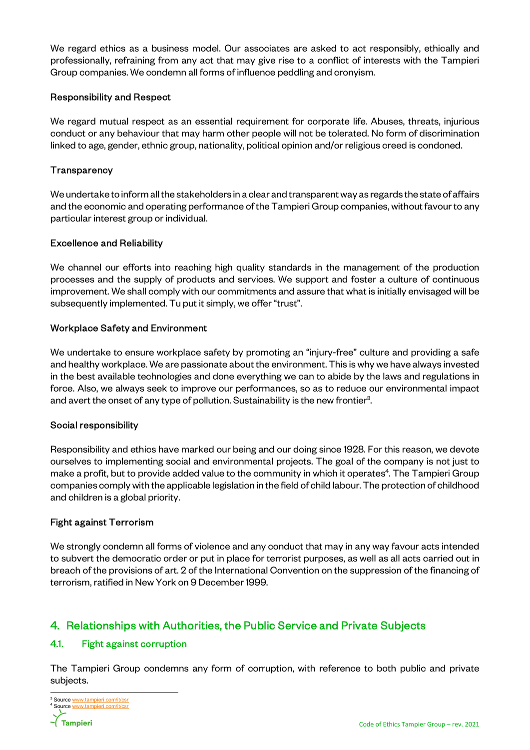We regard ethics as a business model. Our associates are asked to act responsibly, ethically and professionally, refraining from any act that may give rise to a conflict of interests with the Tampieri Group companies. We condemn all forms of influence peddling and cronyism.

### Responsibility and Respect

We regard mutual respect as an essential requirement for corporate life. Abuses, threats, injurious conduct or any behaviour that may harm other people will not be tolerated. No form of discrimination linked to age, gender, ethnic group, nationality, political opinion and/or religious creed is condoned.

### Transparency

We undertake to inform all the stakeholders in a clear and transparent way as regards the state of affairs and the economic and operating performance of the Tampieri Group companies, without favour to any particular interest group or individual.

### Excellence and Reliability

We channel our efforts into reaching high quality standards in the management of the production processes and the supply of products and services. We support and foster a culture of continuous improvement. We shall comply with our commitments and assure that what is initially envisaged will be subsequently implemented. Tu put it simply, we offer "trust".

### Workplace Safety and Environment

We undertake to ensure workplace safety by promoting an "injury-free" culture and providing a safe and healthy workplace. We are passionate about the environment. This is why we have always invested in the best available technologies and done everything we can to abide by the laws and regulations in force. Also, we always seek to improve our performances, so as to reduce our environmental impact and avert the onset of any type of pollution. Sustainability is the new frontier[3].

### Social responsibility

Responsibility and ethics have marked our being and our doing since 1928. For this reason, we devote ourselves to implementing social and environmental projects. The goal of the company is not just to make a profit, but to provide added value to the community in which it operates[4]. The Tampieri Group companies comply with the applicable legislation in the field of child labour. The protection of childhood and children is a global priority.

### Fight against Terrorism

We strongly condemn all forms of violence and any conduct that may in any way favour acts intended to subvert the democratic order or put in place for terrorist purposes, as well as all acts carried out in breach of the provisions of art. 2 of the International Convention on the suppression of the financing of terrorism, ratified in New York on 9 December 1999.

## 4. Relationships with Authorities, the Public Service and Private Subjects

### 4.1. Fight against corruption

The Tampieri Group condemns any form of corruption, with reference to both public and private subjects.

---

[3] Source www.tampieri.com/it/csr
[4] Source www.tampieri.com/it/csr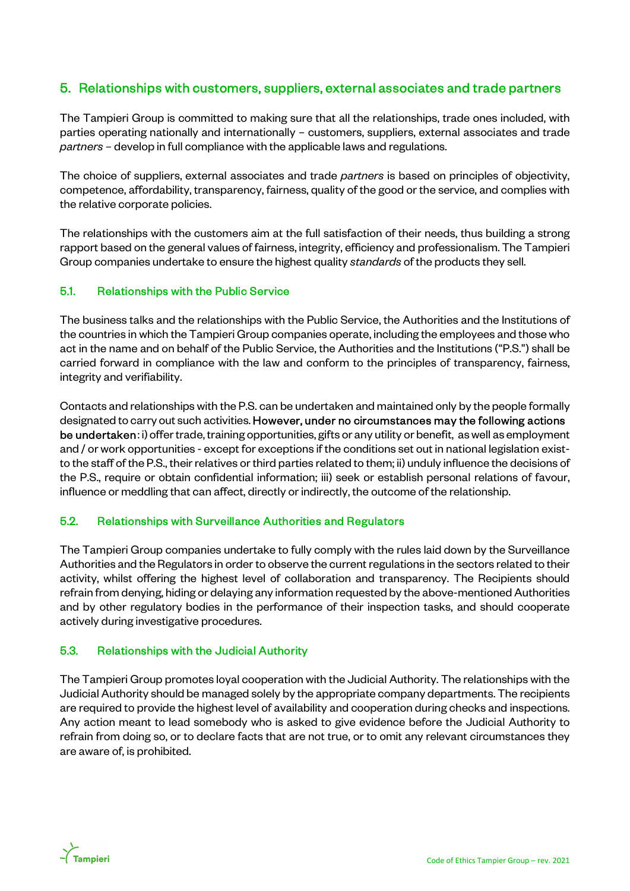## 5. Relationships with customers, suppliers, external associates and trade partners

The Tampieri Group is committed to making sure that all the relationships, trade ones included, with parties operating nationally and internationally – customers, suppliers, external associates and trade *partners* – develop in full compliance with the applicable laws and regulations.

The choice of suppliers, external associates and trade *partners* is based on principles of objectivity, competence, affordability, transparency, fairness, quality of the good or the service, and complies with the relative corporate policies.

The relationships with the customers aim at the full satisfaction of their needs, thus building a strong rapport based on the general values of fairness, integrity, efficiency and professionalism. The Tampieri Group companies undertake to ensure the highest quality *standards* of the products they sell.

### 5.1. Relationships with the Public Service

The business talks and the relationships with the Public Service, the Authorities and the Institutions of the countries in which the Tampieri Group companies operate, including the employees and those who act in the name and on behalf of the Public Service, the Authorities and the Institutions ("P.S.") shall be carried forward in compliance with the law and conform to the principles of transparency, fairness, integrity and verifiability.

Contacts and relationships with the P.S. can be undertaken and maintained only by the people formally designated to carry out such activities. **However, under no circumstances may the following actions be undertaken**: i) offer trade, training opportunities, gifts or any utility or benefit, as well as employment and / or work opportunities - except for exceptions if the conditions set out in national legislation exist- to the staff of the P.S., their relatives or third parties related to them; ii) unduly influence the decisions of the P.S., require or obtain confidential information; iii) seek or establish personal relations of favour, influence or meddling that can affect, directly or indirectly, the outcome of the relationship.

### 5.2. Relationships with Surveillance Authorities and Regulators

The Tampieri Group companies undertake to fully comply with the rules laid down by the Surveillance Authorities and the Regulators in order to observe the current regulations in the sectors related to their activity, whilst offering the highest level of collaboration and transparency. The Recipients should refrain from denying, hiding or delaying any information requested by the above-mentioned Authorities and by other regulatory bodies in the performance of their inspection tasks, and should cooperate actively during investigative procedures.

### 5.3. Relationships with the Judicial Authority

The Tampieri Group promotes loyal cooperation with the Judicial Authority. The relationships with the Judicial Authority should be managed solely by the appropriate company departments. The recipients are required to provide the highest level of availability and cooperation during checks and inspections. Any action meant to lead somebody who is asked to give evidence before the Judicial Authority to refrain from doing so, or to declare facts that are not true, or to omit any relevant circumstances they are aware of, is prohibited.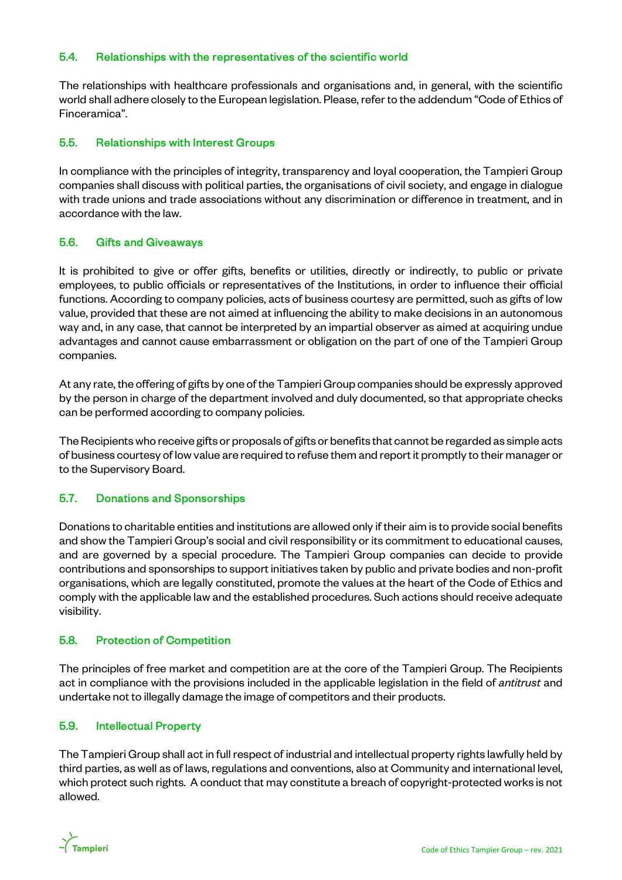### 5.4. Relationships with the representatives of the scientific world

The relationships with healthcare professionals and organisations and, in general, with the scientific world shall adhere closely to the European legislation. Please, refer to the addendum "Code of Ethics of Finceramica".

### 5.5. Relationships with Interest Groups

In compliance with the principles of integrity, transparency and loyal cooperation, the Tampieri Group companies shall discuss with political parties, the organisations of civil society, and engage in dialogue with trade unions and trade associations without any discrimination or difference in treatment, and in accordance with the law.

### 5.6. Gifts and Giveaways

It is prohibited to give or offer gifts, benefits or utilities, directly or indirectly, to public or private employees, to public officials or representatives of the Institutions, in order to influence their official functions. According to company policies, acts of business courtesy are permitted, such as gifts of low value, provided that these are not aimed at influencing the ability to make decisions in an autonomous way and, in any case, that cannot be interpreted by an impartial observer as aimed at acquiring undue advantages and cannot cause embarrassment or obligation on the part of one of the Tampieri Group companies.

At any rate, the offering of gifts by one of the Tampieri Group companies should be expressly approved by the person in charge of the department involved and duly documented, so that appropriate checks can be performed according to company policies.

The Recipients who receive gifts or proposals of gifts or benefits that cannot be regarded as simple acts of business courtesy of low value are required to refuse them and report it promptly to their manager or to the Supervisory Board.

### 5.7. Donations and Sponsorships

Donations to charitable entities and institutions are allowed only if their aim is to provide social benefits and show the Tampieri Group's social and civil responsibility or its commitment to educational causes, and are governed by a special procedure. The Tampieri Group companies can decide to provide contributions and sponsorships to support initiatives taken by public and private bodies and non-profit organisations, which are legally constituted, promote the values at the heart of the Code of Ethics and comply with the applicable law and the established procedures. Such actions should receive adequate visibility.

### 5.8. Protection of Competition

The principles of free market and competition are at the core of the Tampieri Group. The Recipients act in compliance with the provisions included in the applicable legislation in the field of *antitrust* and undertake not to illegally damage the image of competitors and their products.

### 5.9. Intellectual Property

The Tampieri Group shall act in full respect of industrial and intellectual property rights lawfully held by third parties, as well as of laws, regulations and conventions, also at Community and international level, which protect such rights. A conduct that may constitute a breach of copyright-protected works is not allowed.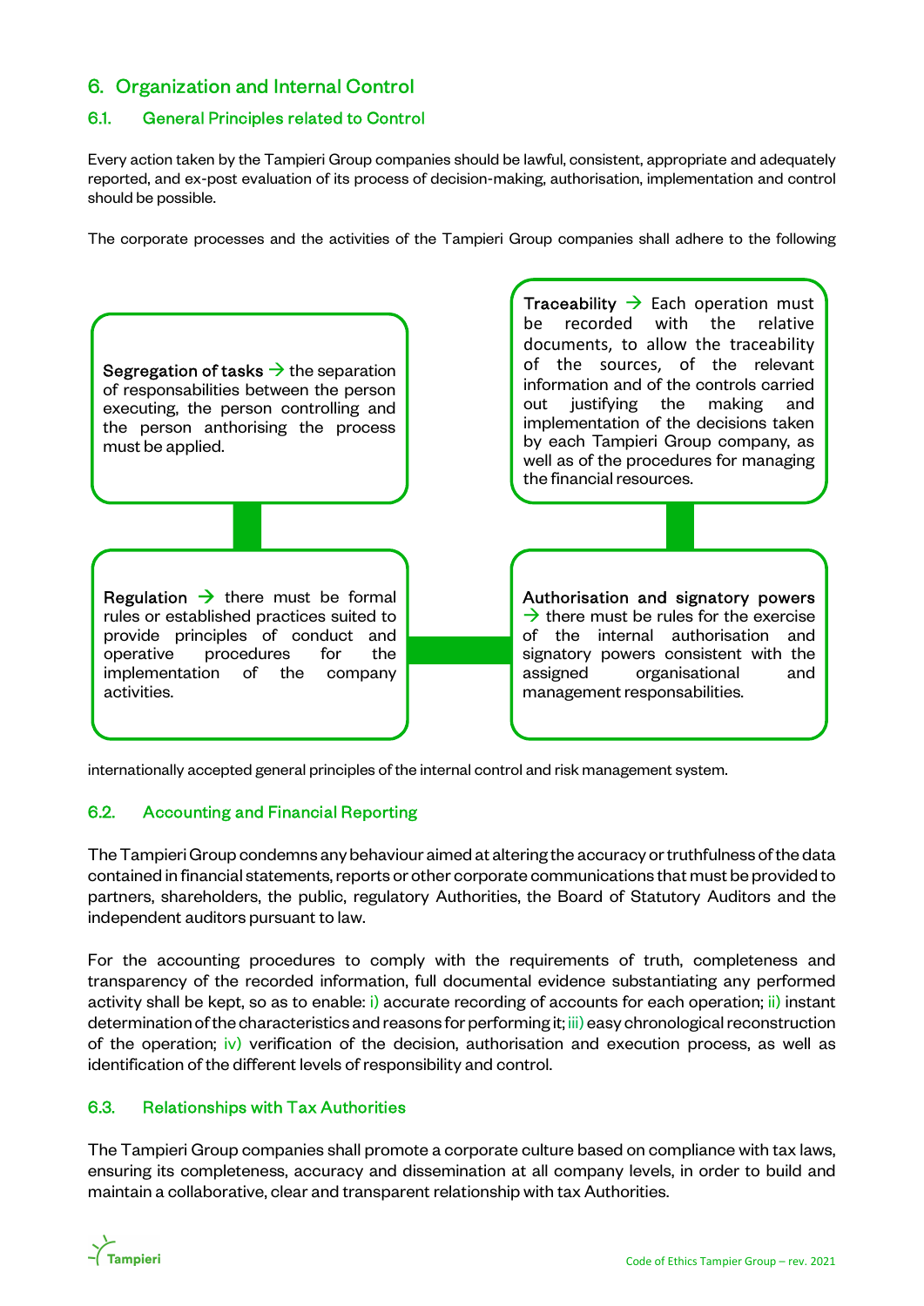## 6. Organization and Internal Control

### 6.1. General Principles related to Control

Every action taken by the Tampieri Group companies should be lawful, consistent, appropriate and adequately reported, and ex-post evaluation of its process of decision-making, authorisation, implementation and control should be possible.

The corporate processes and the activities of the Tampieri Group companies shall adhere to the following internationally accepted general principles of the internal control and risk management system.

**Segregation of tasks** → the separation of responsabilities between the person executing, the person controlling and the person anthorising the process must be applied.

**Traceability** → Each operation must be recorded with the relative documents, to allow the traceability of the sources, of the relevant information and of the controls carried out justifying the making and implementation of the decisions taken by each Tampieri Group company, as well as of the procedures for managing the financial resources.

**Regulation** → there must be formal rules or established practices suited to provide principles of conduct and operative procedures for the implementation of the company activities.

**Authorisation and signatory powers** → there must be rules for the exercise of the internal authorisation and signatory powers consistent with the assigned organisational and management responsabilities.

### 6.2. Accounting and Financial Reporting

The Tampieri Group condemns any behaviour aimed at altering the accuracy or truthfulness of the data contained in financial statements, reports or other corporate communications that must be provided to partners, shareholders, the public, regulatory Authorities, the Board of Statutory Auditors and the independent auditors pursuant to law.

For the accounting procedures to comply with the requirements of truth, completeness and transparency of the recorded information, full documental evidence substantiating any performed activity shall be kept, so as to enable: i) accurate recording of accounts for each operation; ii) instant determination of the characteristics and reasons for performing it; iii) easy chronological reconstruction of the operation; iv) verification of the decision, authorisation and execution process, as well as identification of the different levels of responsibility and control.

### 6.3. Relationships with Tax Authorities

The Tampieri Group companies shall promote a corporate culture based on compliance with tax laws, ensuring its completeness, accuracy and dissemination at all company levels, in order to build and maintain a collaborative, clear and transparent relationship with tax Authorities.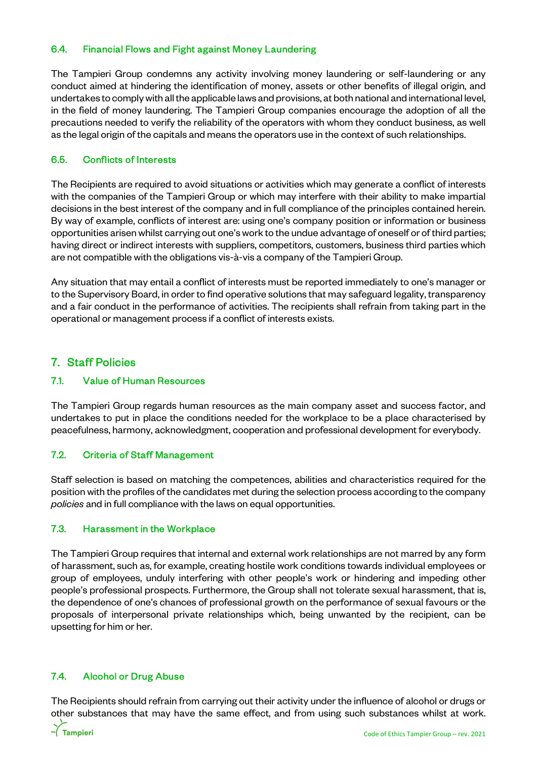### 6.4. Financial Flows and Fight against Money Laundering

The Tampieri Group condemns any activity involving money laundering or self-laundering or any conduct aimed at hindering the identification of money, assets or other benefits of illegal origin, and undertakes to comply with all the applicable laws and provisions, at both national and international level, in the field of money laundering. The Tampieri Group companies encourage the adoption of all the precautions needed to verify the reliability of the operators with whom they conduct business, as well as the legal origin of the capitals and means the operators use in the context of such relationships.

### 6.5. Conflicts of Interests

The Recipients are required to avoid situations or activities which may generate a conflict of interests with the companies of the Tampieri Group or which may interfere with their ability to make impartial decisions in the best interest of the company and in full compliance of the principles contained herein. By way of example, conflicts of interest are: using one's company position or information or business opportunities arisen whilst carrying out one's work to the undue advantage of oneself or of third parties; having direct or indirect interests with suppliers, competitors, customers, business third parties which are not compatible with the obligations vis-à-vis a company of the Tampieri Group.

Any situation that may entail a conflict of interests must be reported immediately to one's manager or to the Supervisory Board, in order to find operative solutions that may safeguard legality, transparency and a fair conduct in the performance of activities. The recipients shall refrain from taking part in the operational or management process if a conflict of interests exists.

## 7. Staff Policies

### 7.1. Value of Human Resources

The Tampieri Group regards human resources as the main company asset and success factor, and undertakes to put in place the conditions needed for the workplace to be a place characterised by peacefulness, harmony, acknowledgment, cooperation and professional development for everybody.

### 7.2. Criteria of Staff Management

Staff selection is based on matching the competences, abilities and characteristics required for the position with the profiles of the candidates met during the selection process according to the company *policies* and in full compliance with the laws on equal opportunities.

### 7.3. Harassment in the Workplace

The Tampieri Group requires that internal and external work relationships are not marred by any form of harassment, such as, for example, creating hostile work conditions towards individual employees or group of employees, unduly interfering with other people's work or hindering and impeding other people's professional prospects. Furthermore, the Group shall not tolerate sexual harassment, that is, the dependence of one's chances of professional growth on the performance of sexual favours or the proposals of interpersonal private relationships which, being unwanted by the recipient, can be upsetting for him or her.

### 7.4. Alcohol or Drug Abuse

The Recipients should refrain from carrying out their activity under the influence of alcohol or drugs or other substances that may have the same effect, and from using such substances whilst at work.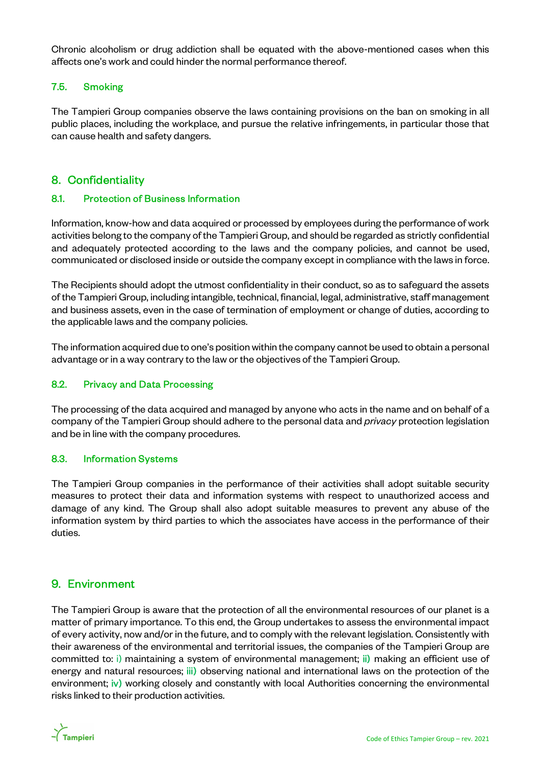Chronic alcoholism or drug addiction shall be equated with the above-mentioned cases when this affects one's work and could hinder the normal performance thereof.

### 7.5. Smoking

The Tampieri Group companies observe the laws containing provisions on the ban on smoking in all public places, including the workplace, and pursue the relative infringements, in particular those that can cause health and safety dangers.

## 8. Confidentiality

### 8.1. Protection of Business Information

Information, know-how and data acquired or processed by employees during the performance of work activities belong to the company of the Tampieri Group, and should be regarded as strictly confidential and adequately protected according to the laws and the company policies, and cannot be used, communicated or disclosed inside or outside the company except in compliance with the laws in force.

The Recipients should adopt the utmost confidentiality in their conduct, so as to safeguard the assets of the Tampieri Group, including intangible, technical, financial, legal, administrative, staff management and business assets, even in the case of termination of employment or change of duties, according to the applicable laws and the company policies.

The information acquired due to one's position within the company cannot be used to obtain a personal advantage or in a way contrary to the law or the objectives of the Tampieri Group.

### 8.2. Privacy and Data Processing

The processing of the data acquired and managed by anyone who acts in the name and on behalf of a company of the Tampieri Group should adhere to the personal data and *privacy* protection legislation and be in line with the company procedures.

### 8.3. Information Systems

The Tampieri Group companies in the performance of their activities shall adopt suitable security measures to protect their data and information systems with respect to unauthorized access and damage of any kind. The Group shall also adopt suitable measures to prevent any abuse of the information system by third parties to which the associates have access in the performance of their duties.

## 9. Environment

The Tampieri Group is aware that the protection of all the environmental resources of our planet is a matter of primary importance. To this end, the Group undertakes to assess the environmental impact of every activity, now and/or in the future, and to comply with the relevant legislation. Consistently with their awareness of the environmental and territorial issues, the companies of the Tampieri Group are committed to: i) maintaining a system of environmental management; ii) making an efficient use of energy and natural resources; iii) observing national and international laws on the protection of the environment; iv) working closely and constantly with local Authorities concerning the environmental risks linked to their production activities.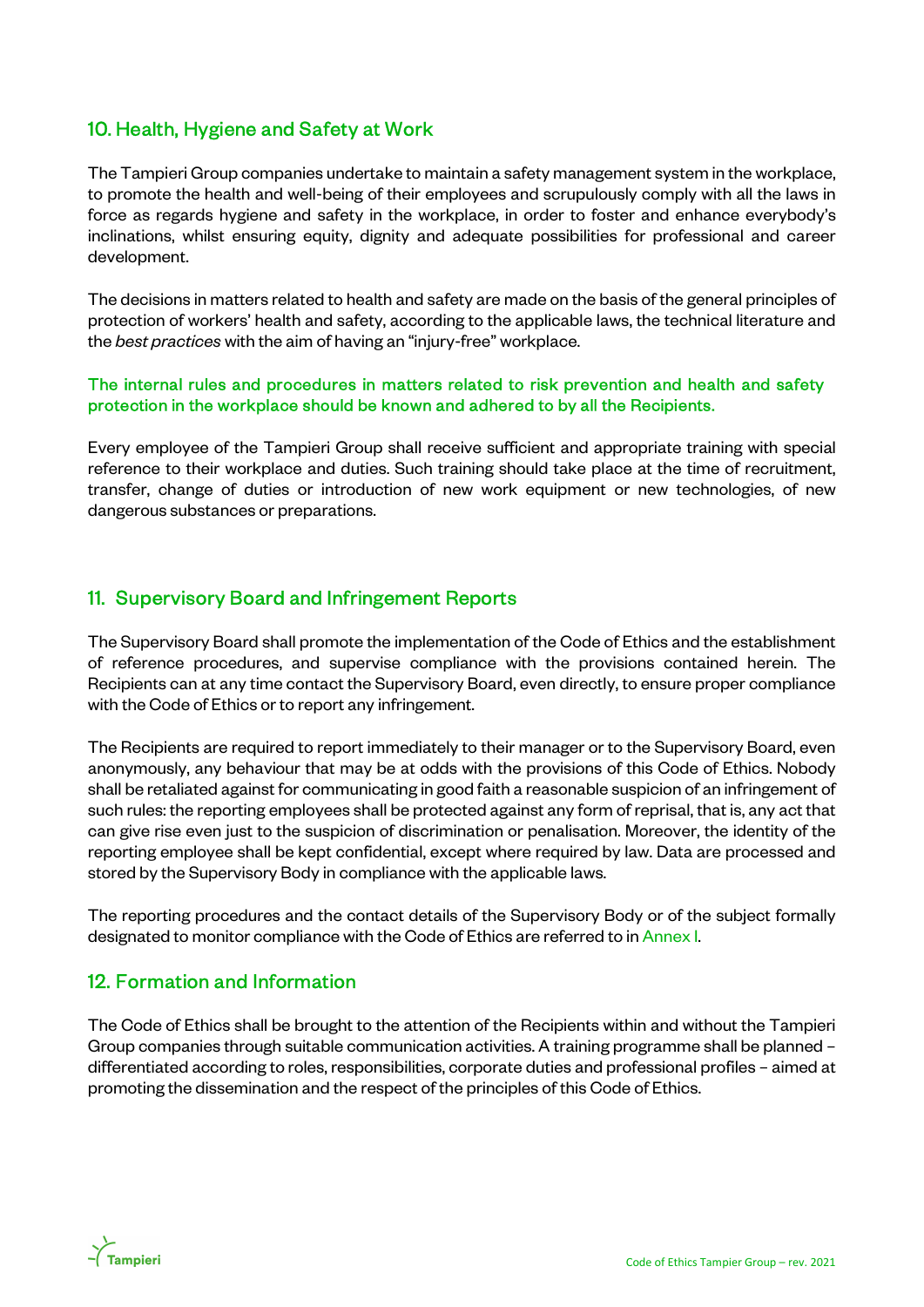## 10. Health, Hygiene and Safety at Work

The Tampieri Group companies undertake to maintain a safety management system in the workplace, to promote the health and well-being of their employees and scrupulously comply with all the laws in force as regards hygiene and safety in the workplace, in order to foster and enhance everybody's inclinations, whilst ensuring equity, dignity and adequate possibilities for professional and career development.

The decisions in matters related to health and safety are made on the basis of the general principles of protection of workers' health and safety, according to the applicable laws, the technical literature and the *best practices* with the aim of having an "injury-free" workplace.

The internal rules and procedures in matters related to risk prevention and health and safety protection in the workplace should be known and adhered to by all the Recipients.

Every employee of the Tampieri Group shall receive sufficient and appropriate training with special reference to their workplace and duties. Such training should take place at the time of recruitment, transfer, change of duties or introduction of new work equipment or new technologies, of new dangerous substances or preparations.

## 11. Supervisory Board and Infringement Reports

The Supervisory Board shall promote the implementation of the Code of Ethics and the establishment of reference procedures, and supervise compliance with the provisions contained herein. The Recipients can at any time contact the Supervisory Board, even directly, to ensure proper compliance with the Code of Ethics or to report any infringement.

The Recipients are required to report immediately to their manager or to the Supervisory Board, even anonymously, any behaviour that may be at odds with the provisions of this Code of Ethics. Nobody shall be retaliated against for communicating in good faith a reasonable suspicion of an infringement of such rules: the reporting employees shall be protected against any form of reprisal, that is, any act that can give rise even just to the suspicion of discrimination or penalisation. Moreover, the identity of the reporting employee shall be kept confidential, except where required by law. Data are processed and stored by the Supervisory Body in compliance with the applicable laws.

The reporting procedures and the contact details of the Supervisory Body or of the subject formally designated to monitor compliance with the Code of Ethics are referred to in Annex I.

## 12. Formation and Information

The Code of Ethics shall be brought to the attention of the Recipients within and without the Tampieri Group companies through suitable communication activities. A training programme shall be planned – differentiated according to roles, responsibilities, corporate duties and professional profiles – aimed at promoting the dissemination and the respect of the principles of this Code of Ethics.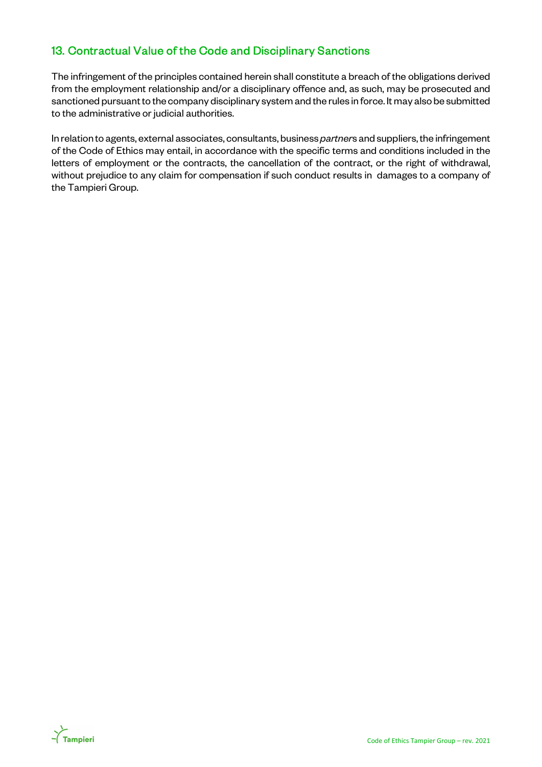## 13. Contractual Value of the Code and Disciplinary Sanctions

The infringement of the principles contained herein shall constitute a breach of the obligations derived from the employment relationship and/or a disciplinary offence and, as such, may be prosecuted and sanctioned pursuant to the company disciplinary system and the rules in force. It may also be submitted to the administrative or judicial authorities.

In relation to agents, external associates, consultants, business *partner*s and suppliers, the infringement of the Code of Ethics may entail, in accordance with the specific terms and conditions included in the letters of employment or the contracts, the cancellation of the contract, or the right of withdrawal, without prejudice to any claim for compensation if such conduct results in damages to a company of the Tampieri Group.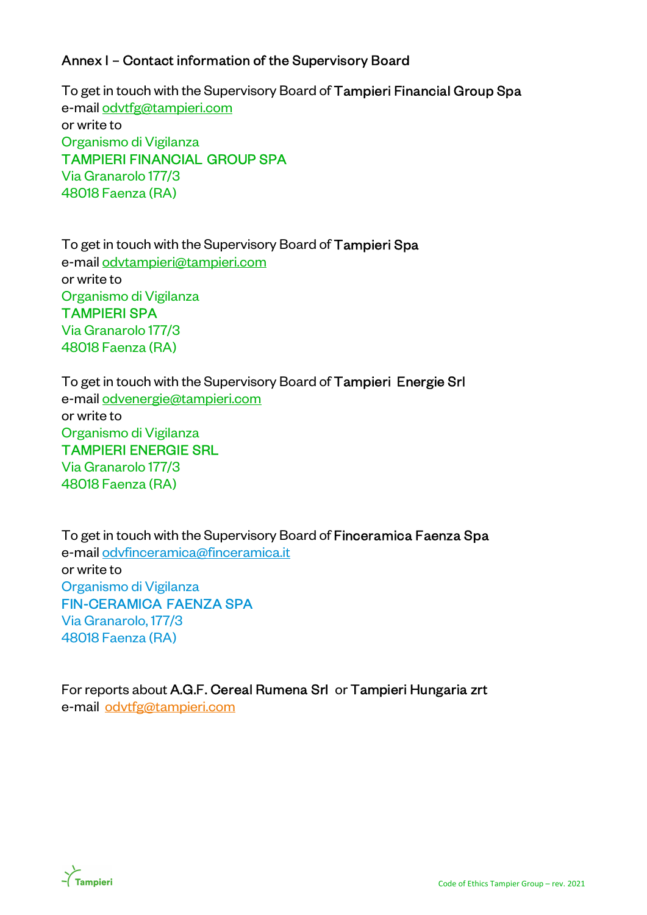## Annex I – Contact information of the Supervisory Board

To get in touch with the Supervisory Board of **Tampieri Financial Group Spa**
e-mail odvtfg@tampieri.com
or write to
Organismo di Vigilanza
TAMPIERI FINANCIAL GROUP SPA
Via Granarolo 177/3
48018 Faenza (RA)

To get in touch with the Supervisory Board of **Tampieri Spa**
e-mail odvtampieri@tampieri.com
or write to
Organismo di Vigilanza
TAMPIERI SPA
Via Granarolo 177/3
48018 Faenza (RA)

To get in touch with the Supervisory Board of **Tampieri Energie Srl**
e-mail odvenergie@tampieri.com
or write to
Organismo di Vigilanza
TAMPIERI ENERGIE SRL
Via Granarolo 177/3
48018 Faenza (RA)

To get in touch with the Supervisory Board of **Finceramica Faenza Spa**
e-mail odvfinceramica@finceramica.it
or write to
Organismo di Vigilanza
FIN-CERAMICA FAENZA SPA
Via Granarolo, 177/3
48018 Faenza (RA)

For reports about **A.G.F. Cereal Rumena Srl** or **Tampieri Hungaria zrt**
e-mail odvtfg@tampieri.com